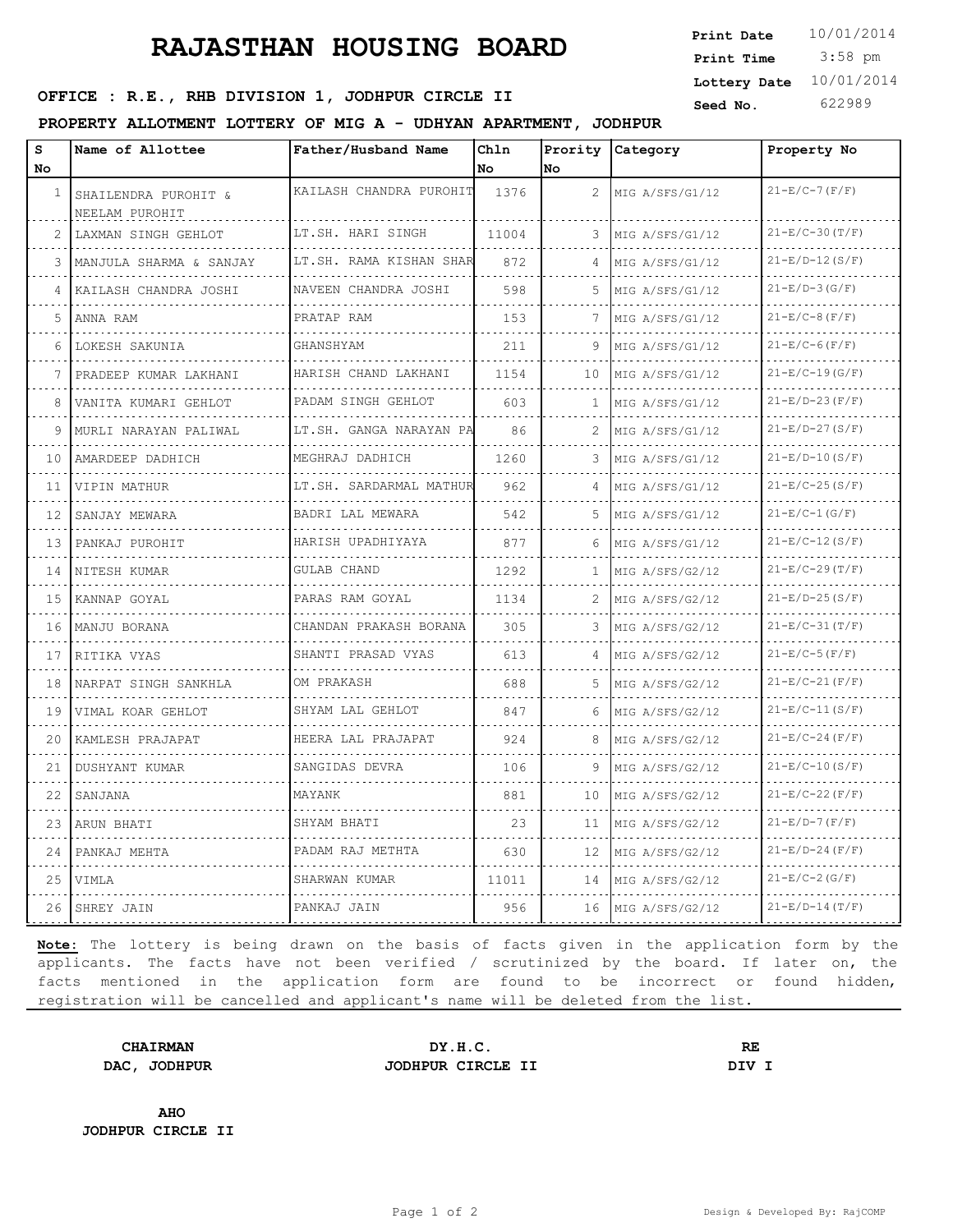# RAJASTHAN HOUSING BOARD

**Print Date** 10/01/2014
**Print Time** 3:58 pm
**Lottery Date** 10/01/2014
**Seed No.** 622989

**OFFICE : R.E., RHB DIVISION 1, JODHPUR CIRCLE II**

**PROPERTY ALLOTMENT LOTTERY OF MIG A - UDHYAN APARTMENT, JODHPUR**

| S No | Name of Allottee | Father/Husband Name | Chln No | Prority No | Category | Property No |
|---|---|---|---|---|---|---|
| 1 | SHAILENDRA PUROHIT & NEELAM PUROHIT | KAILASH CHANDRA PUROHIT | 1376 | 2 | MIG A/SFS/G1/12 | 21-E/C-7(F/F) |
| 2 | LAXMAN SINGH GEHLOT | LT.SH. HARI SINGH | 11004 | 3 | MIG A/SFS/G1/12 | 21-E/C-30(T/F) |
| 3 | MANJULA SHARMA & SANJAY | LT.SH. RAMA KISHAN SHAR | 872 | 4 | MIG A/SFS/G1/12 | 21-E/D-12(S/F) |
| 4 | KAILASH CHANDRA JOSHI | NAVEEN CHANDRA JOSHI | 598 | 5 | MIG A/SFS/G1/12 | 21-E/D-3(G/F) |
| 5 | ANNA RAM | PRATAP RAM | 153 | 7 | MIG A/SFS/G1/12 | 21-E/C-8(F/F) |
| 6 | LOKESH SAKUNIA | GHANSHYAM | 211 | 9 | MIG A/SFS/G1/12 | 21-E/C-6(F/F) |
| 7 | PRADEEP KUMAR LAKHANI | HARISH CHAND LAKHANI | 1154 | 10 | MIG A/SFS/G1/12 | 21-E/C-19(G/F) |
| 8 | VANITA KUMARI GEHLOT | PADAM SINGH GEHLOT | 603 | 1 | MIG A/SFS/G1/12 | 21-E/D-23(F/F) |
| 9 | MURLI NARAYAN PALIWAL | LT.SH. GANGA NARAYAN PA | 86 | 2 | MIG A/SFS/G1/12 | 21-E/D-27(S/F) |
| 10 | AMARDEEP DADHICH | MEGHRAJ DADHICH | 1260 | 3 | MIG A/SFS/G1/12 | 21-E/D-10(S/F) |
| 11 | VIPIN MATHUR | LT.SH. SARDARMAL MATHUR | 962 | 4 | MIG A/SFS/G1/12 | 21-E/C-25(S/F) |
| 12 | SANJAY MEWARA | BADRI LAL MEWARA | 542 | 5 | MIG A/SFS/G1/12 | 21-E/C-1(G/F) |
| 13 | PANKAJ PUROHIT | HARISH UPADHIYAYA | 877 | 6 | MIG A/SFS/G1/12 | 21-E/C-12(S/F) |
| 14 | NITESH KUMAR | GULAB CHAND | 1292 | 1 | MIG A/SFS/G2/12 | 21-E/C-29(T/F) |
| 15 | KANNAP GOYAL | PARAS RAM GOYAL | 1134 | 2 | MIG A/SFS/G2/12 | 21-E/D-25(S/F) |
| 16 | MANJU BORANA | CHANDAN PRAKASH BORANA | 305 | 3 | MIG A/SFS/G2/12 | 21-E/C-31(T/F) |
| 17 | RITIKA VYAS | SHANTI PRASAD VYAS | 613 | 4 | MIG A/SFS/G2/12 | 21-E/C-5(F/F) |
| 18 | NARPAT SINGH SANKHLA | OM PRAKASH | 688 | 5 | MIG A/SFS/G2/12 | 21-E/C-21(F/F) |
| 19 | VIMAL KOAR GEHLOT | SHYAM LAL GEHLOT | 847 | 6 | MIG A/SFS/G2/12 | 21-E/C-11(S/F) |
| 20 | KAMLESH PRAJAPAT | HEERA LAL PRAJAPAT | 924 | 8 | MIG A/SFS/G2/12 | 21-E/C-24(F/F) |
| 21 | DUSHYANT KUMAR | SANGIDAS DEVRA | 106 | 9 | MIG A/SFS/G2/12 | 21-E/C-10(S/F) |
| 22 | SANJANA | MAYANK | 881 | 10 | MIG A/SFS/G2/12 | 21-E/C-22(F/F) |
| 23 | ARUN BHATI | SHYAM BHATI | 23 | 11 | MIG A/SFS/G2/12 | 21-E/D-7(F/F) |
| 24 | PANKAJ MEHTA | PADAM RAJ METHTA | 630 | 12 | MIG A/SFS/G2/12 | 21-E/D-24(F/F) |
| 25 | VIMLA | SHARWAN KUMAR | 11011 | 14 | MIG A/SFS/G2/12 | 21-E/C-2(G/F) |
| 26 | SHREY JAIN | PANKAJ JAIN | 956 | 16 | MIG A/SFS/G2/12 | 21-E/D-14(T/F) |

**Note:** The lottery is being drawn on the basis of facts given in the application form by the applicants. The facts have not been verified / scrutinized by the board. If later on, the facts mentioned in the application form are found to be incorrect or found hidden, registration will be cancelled and applicant's name will be deleted from the list.

**CHAIRMAN**
**DAC, JODHPUR**

**DY.H.C.**
**JODHPUR CIRCLE II**

**RE**
**DIV I**

**AHO**
**JODHPUR CIRCLE II**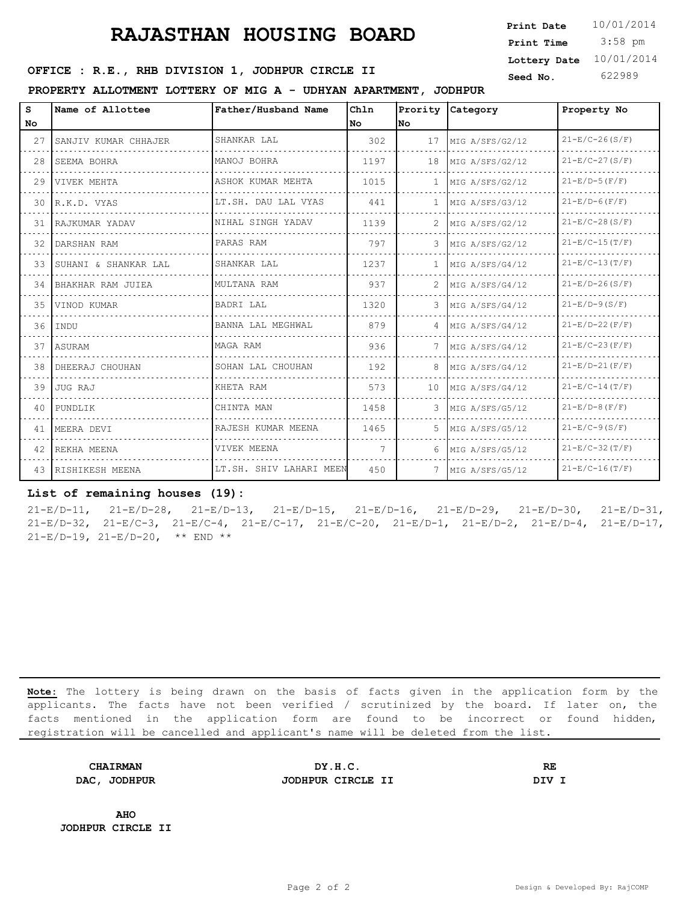# RAJASTHAN HOUSING BOARD

**Print Date** 10/01/2014
**Print Time** 3:58 pm
**Lottery Date** 10/01/2014
**Seed No.** 622989

**OFFICE : R.E., RHB DIVISION 1, JODHPUR CIRCLE II**

**PROPERTY ALLOTMENT LOTTERY OF MIG A - UDHYAN APARTMENT, JODHPUR**

| S No | Name of Allottee | Father/Husband Name | Chln No | Prority No | Category | Property No |
|---|---|---|---|---|---|---|
| 27 | SANJIV KUMAR CHHAJER | SHANKAR LAL | 302 | 17 | MIG A/SFS/G2/12 | 21-E/C-26(S/F) |
| 28 | SEEMA BOHRA | MANOJ BOHRA | 1197 | 18 | MIG A/SFS/G2/12 | 21-E/C-27(S/F) |
| 29 | VIVEK MEHTA | ASHOK KUMAR MEHTA | 1015 | 1 | MIG A/SFS/G2/12 | 21-E/D-5(F/F) |
| 30 | R.K.D. VYAS | LT.SH. DAU LAL VYAS | 441 | 1 | MIG A/SFS/G3/12 | 21-E/D-6(F/F) |
| 31 | RAJKUMAR YADAV | NIHAL SINGH YADAV | 1139 | 2 | MIG A/SFS/G2/12 | 21-E/C-28(S/F) |
| 32 | DARSHAN RAM | PARAS RAM | 797 | 3 | MIG A/SFS/G2/12 | 21-E/C-15(T/F) |
| 33 | SUHANI & SHANKAR LAL | SHANKAR LAL | 1237 | 1 | MIG A/SFS/G4/12 | 21-E/C-13(T/F) |
| 34 | BHAKHAR RAM JUIEA | MULTANA RAM | 937 | 2 | MIG A/SFS/G4/12 | 21-E/D-26(S/F) |
| 35 | VINOD KUMAR | BADRI LAL | 1320 | 3 | MIG A/SFS/G4/12 | 21-E/D-9(S/F) |
| 36 | INDU | BANNA LAL MEGHWAL | 879 | 4 | MIG A/SFS/G4/12 | 21-E/D-22(F/F) |
| 37 | ASURAM | MAGA RAM | 936 | 7 | MIG A/SFS/G4/12 | 21-E/C-23(F/F) |
| 38 | DHEERAJ CHOUHAN | SOHAN LAL CHOUHAN | 192 | 8 | MIG A/SFS/G4/12 | 21-E/D-21(F/F) |
| 39 | JUG RAJ | KHETA RAM | 573 | 10 | MIG A/SFS/G4/12 | 21-E/C-14(T/F) |
| 40 | PUNDLIK | CHINTA MAN | 1458 | 3 | MIG A/SFS/G5/12 | 21-E/D-8(F/F) |
| 41 | MEERA DEVI | RAJESH KUMAR MEENA | 1465 | 5 | MIG A/SFS/G5/12 | 21-E/C-9(S/F) |
| 42 | REKHA MEENA | VIVEK MEENA | 7 | 6 | MIG A/SFS/G5/12 | 21-E/C-32(T/F) |
| 43 | RISHIKESH MEENA | LT.SH. SHIV LAHARI MEEN | 450 | 7 | MIG A/SFS/G5/12 | 21-E/C-16(T/F) |

**List of remaining houses (19):**

21-E/D-11, 21-E/D-28, 21-E/D-13, 21-E/D-15, 21-E/D-16, 21-E/D-29, 21-E/D-30, 21-E/D-31, 21-E/D-32, 21-E/C-3, 21-E/C-4, 21-E/C-17, 21-E/C-20, 21-E/D-1, 21-E/D-2, 21-E/D-4, 21-E/D-17, 21-E/D-19, 21-E/D-20, ** END **

**Note:** The lottery is being drawn on the basis of facts given in the application form by the applicants. The facts have not been verified / scrutinized by the board. If later on, the facts mentioned in the application form are found to be incorrect or found hidden, registration will be cancelled and applicant's name will be deleted from the list.

**CHAIRMAN**
**DAC, JODHPUR**

**DY.H.C.**
**JODHPUR CIRCLE II**

**RE**
**DIV I**

**AHO**
**JODHPUR CIRCLE II**

Design & Developed By: RajCOMP